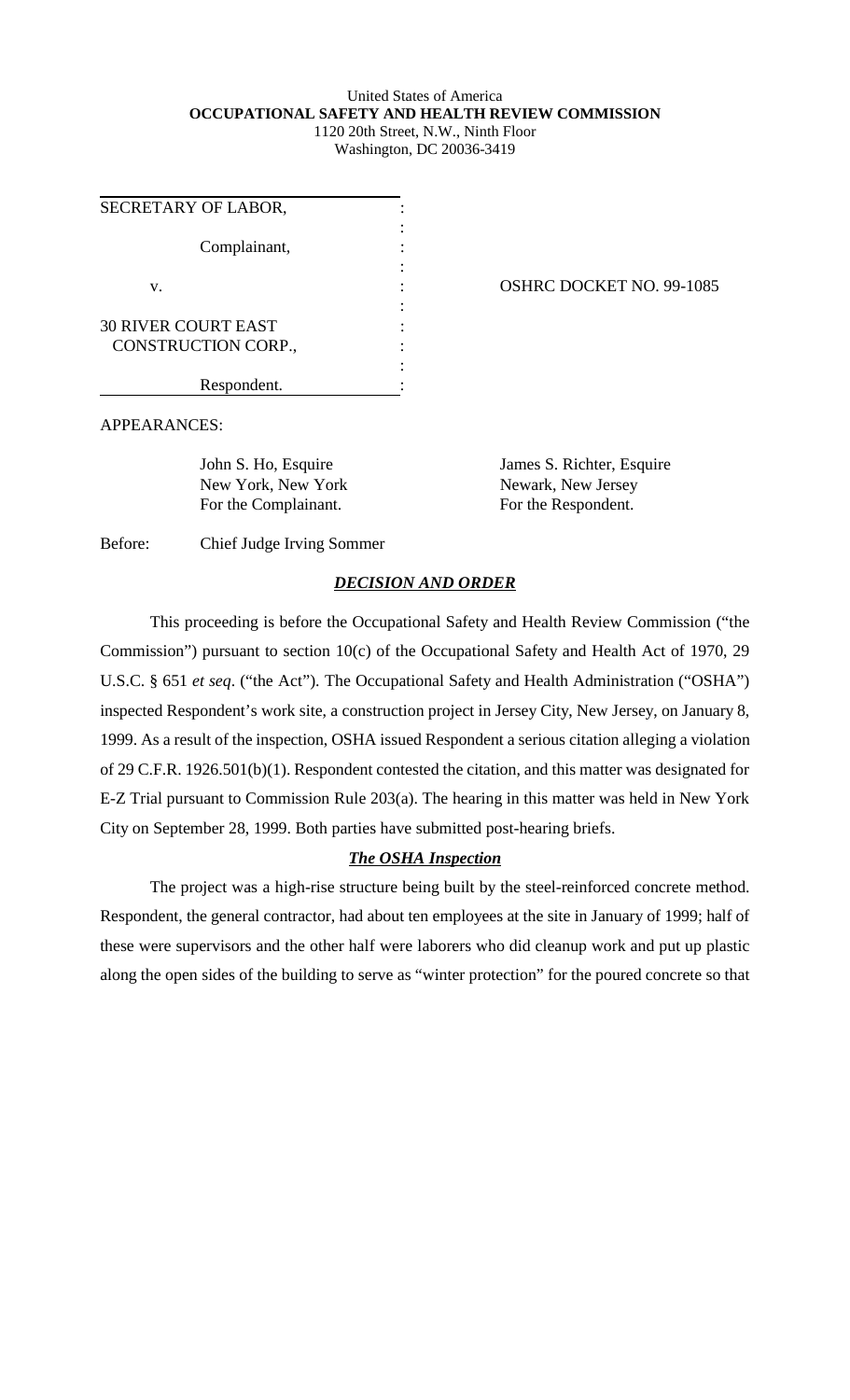United States of America
**OCCUPATIONAL SAFETY AND HEALTH REVIEW COMMISSION**
1120 20th Street, N.W., Ninth Floor
Washington, DC 20036-3419

| | | |
|---|---|---|
| SECRETARY OF LABOR, | : | |
| Complainant, | : | |
| v. | : | OSHRC DOCKET NO. 99-1085 |
| 30 RIVER COURT EAST CONSTRUCTION CORP., | : | |
| Respondent. | : | |

APPEARANCES:

| | |
|---|---|
| John S. Ho, Esquire | James S. Richter, Esquire |
| New York, New York | Newark, New Jersey |
| For the Complainant. | For the Respondent. |

Before: Chief Judge Irving Sommer

## ***DECISION AND ORDER***

This proceeding is before the Occupational Safety and Health Review Commission ("the Commission") pursuant to section 10(c) of the Occupational Safety and Health Act of 1970, 29 U.S.C. § 651 *et seq*. ("the Act"). The Occupational Safety and Health Administration ("OSHA") inspected Respondent's work site, a construction project in Jersey City, New Jersey, on January 8, 1999. As a result of the inspection, OSHA issued Respondent a serious citation alleging a violation of 29 C.F.R. 1926.501(b)(1). Respondent contested the citation, and this matter was designated for E-Z Trial pursuant to Commission Rule 203(a). The hearing in this matter was held in New York City on September 28, 1999. Both parties have submitted post-hearing briefs.

### ***The OSHA Inspection***

The project was a high-rise structure being built by the steel-reinforced concrete method. Respondent, the general contractor, had about ten employees at the site in January of 1999; half of these were supervisors and the other half were laborers who did cleanup work and put up plastic along the open sides of the building to serve as "winter protection" for the poured concrete so that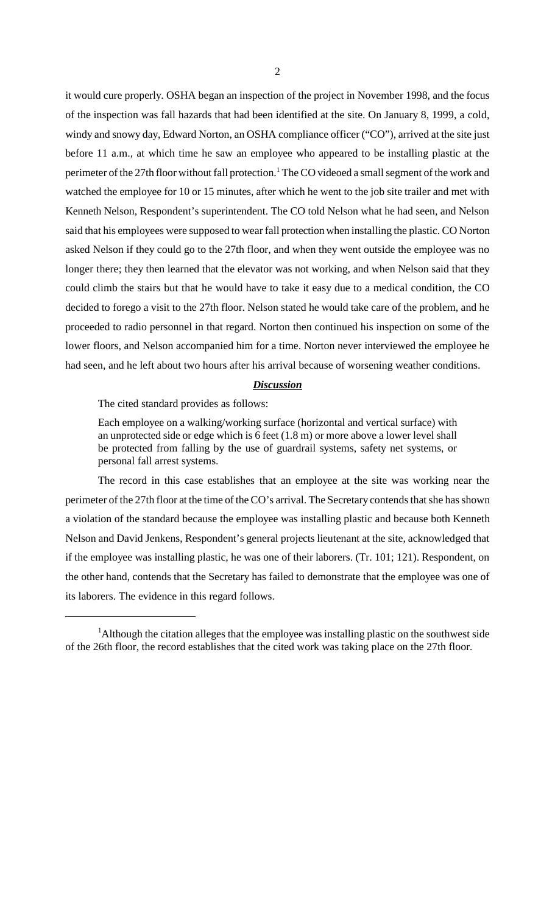it would cure properly. OSHA began an inspection of the project in November 1998, and the focus of the inspection was fall hazards that had been identified at the site. On January 8, 1999, a cold, windy and snowy day, Edward Norton, an OSHA compliance officer ("CO"), arrived at the site just before 11 a.m., at which time he saw an employee who appeared to be installing plastic at the perimeter of the 27th floor without fall protection.[1] The CO videoed a small segment of the work and watched the employee for 10 or 15 minutes, after which he went to the job site trailer and met with Kenneth Nelson, Respondent's superintendent. The CO told Nelson what he had seen, and Nelson said that his employees were supposed to wear fall protection when installing the plastic. CO Norton asked Nelson if they could go to the 27th floor, and when they went outside the employee was no longer there; they then learned that the elevator was not working, and when Nelson said that they could climb the stairs but that he would have to take it easy due to a medical condition, the CO decided to forego a visit to the 27th floor. Nelson stated he would take care of the problem, and he proceeded to radio personnel in that regard. Norton then continued his inspection on some of the lower floors, and Nelson accompanied him for a time. Norton never interviewed the employee he had seen, and he left about two hours after his arrival because of worsening weather conditions.

## ***Discussion***

The cited standard provides as follows:

> Each employee on a walking/working surface (horizontal and vertical surface) with an unprotected side or edge which is 6 feet (1.8 m) or more above a lower level shall be protected from falling by the use of guardrail systems, safety net systems, or personal fall arrest systems.

The record in this case establishes that an employee at the site was working near the perimeter of the 27th floor at the time of the CO's arrival. The Secretary contends that she has shown a violation of the standard because the employee was installing plastic and because both Kenneth Nelson and David Jenkens, Respondent's general projects lieutenant at the site, acknowledged that if the employee was installing plastic, he was one of their laborers. (Tr. 101; 121). Respondent, on the other hand, contends that the Secretary has failed to demonstrate that the employee was one of its laborers. The evidence in this regard follows.

---

[1] Although the citation alleges that the employee was installing plastic on the southwest side of the 26th floor, the record establishes that the cited work was taking place on the 27th floor.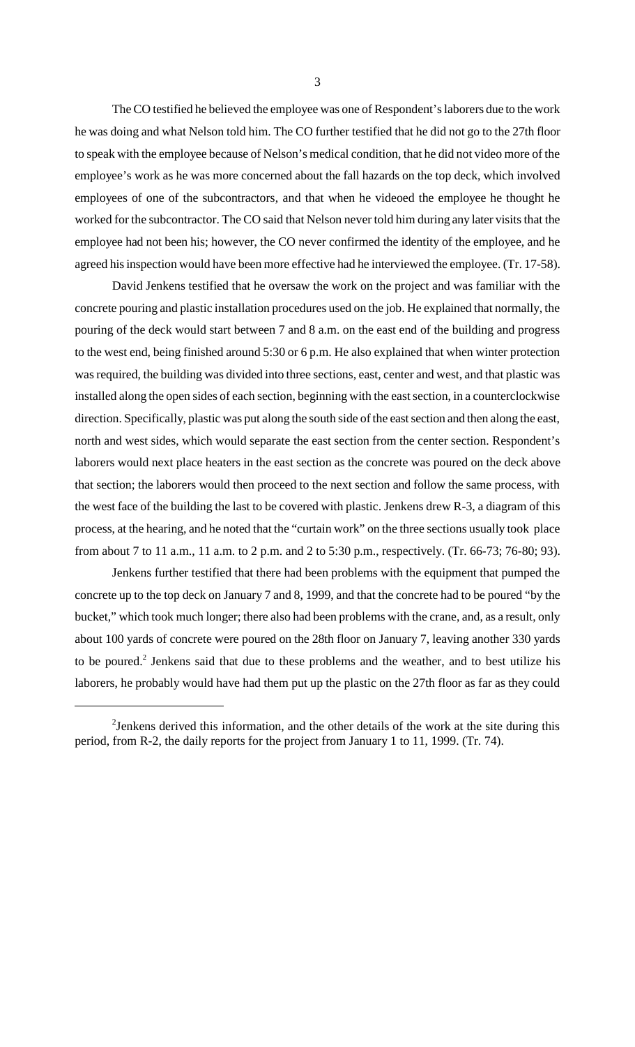The CO testified he believed the employee was one of Respondent's laborers due to the work he was doing and what Nelson told him. The CO further testified that he did not go to the 27th floor to speak with the employee because of Nelson's medical condition, that he did not video more of the employee's work as he was more concerned about the fall hazards on the top deck, which involved employees of one of the subcontractors, and that when he videoed the employee he thought he worked for the subcontractor. The CO said that Nelson never told him during any later visits that the employee had not been his; however, the CO never confirmed the identity of the employee, and he agreed his inspection would have been more effective had he interviewed the employee. (Tr. 17-58).

David Jenkens testified that he oversaw the work on the project and was familiar with the concrete pouring and plastic installation procedures used on the job. He explained that normally, the pouring of the deck would start between 7 and 8 a.m. on the east end of the building and progress to the west end, being finished around 5:30 or 6 p.m. He also explained that when winter protection was required, the building was divided into three sections, east, center and west, and that plastic was installed along the open sides of each section, beginning with the east section, in a counterclockwise direction. Specifically, plastic was put along the south side of the east section and then along the east, north and west sides, which would separate the east section from the center section. Respondent's laborers would next place heaters in the east section as the concrete was poured on the deck above that section; the laborers would then proceed to the next section and follow the same process, with the west face of the building the last to be covered with plastic. Jenkens drew R-3, a diagram of this process, at the hearing, and he noted that the "curtain work" on the three sections usually took place from about 7 to 11 a.m., 11 a.m. to 2 p.m. and 2 to 5:30 p.m., respectively. (Tr. 66-73; 76-80; 93).

Jenkens further testified that there had been problems with the equipment that pumped the concrete up to the top deck on January 7 and 8, 1999, and that the concrete had to be poured "by the bucket," which took much longer; there also had been problems with the crane, and, as a result, only about 100 yards of concrete were poured on the 28th floor on January 7, leaving another 330 yards to be poured.[2] Jenkens said that due to these problems and the weather, and to best utilize his laborers, he probably would have had them put up the plastic on the 27th floor as far as they could

[2] Jenkens derived this information, and the other details of the work at the site during this period, from R-2, the daily reports for the project from January 1 to 11, 1999. (Tr. 74).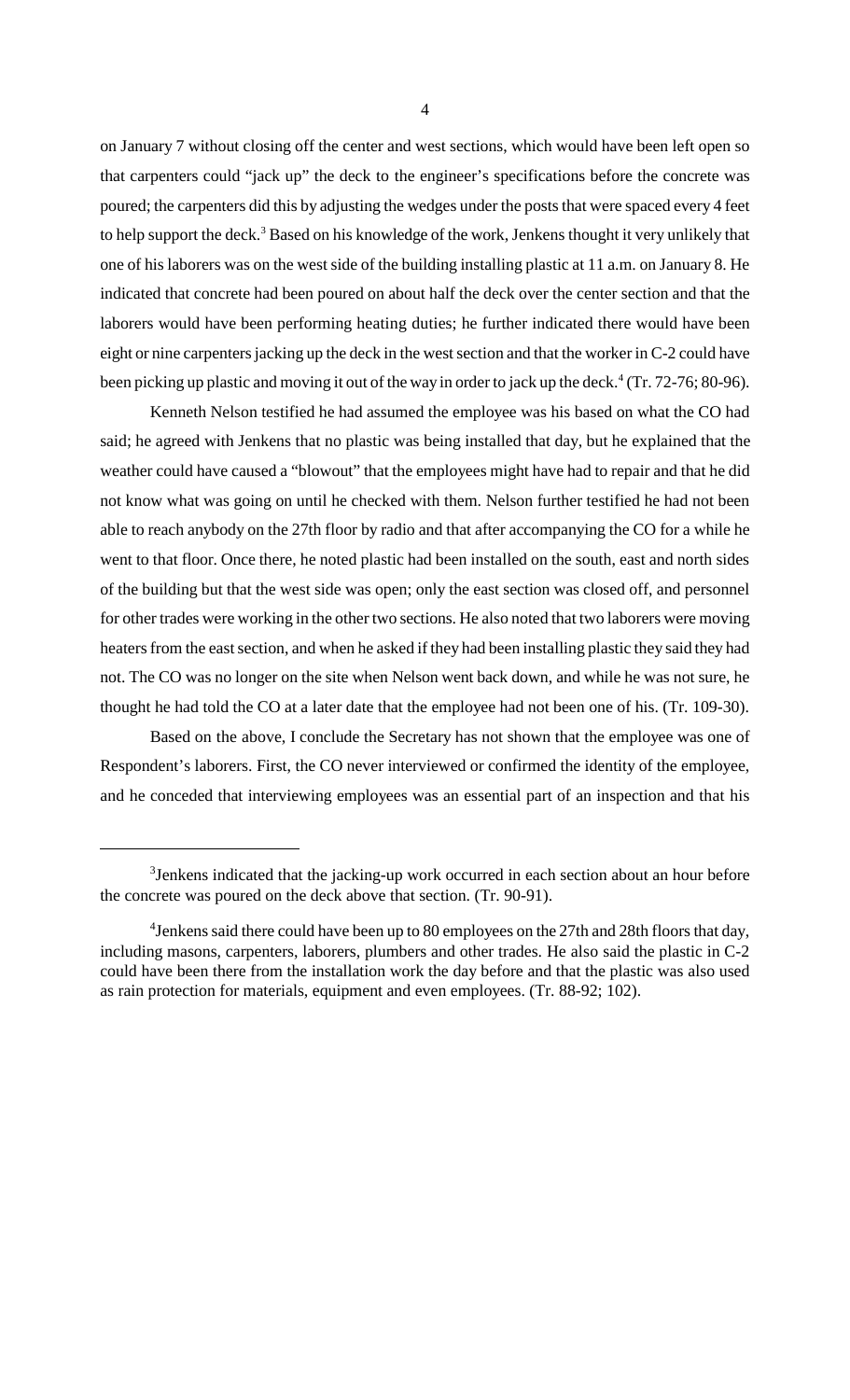on January 7 without closing off the center and west sections, which would have been left open so that carpenters could "jack up" the deck to the engineer's specifications before the concrete was poured; the carpenters did this by adjusting the wedges under the posts that were spaced every 4 feet to help support the deck.[3] Based on his knowledge of the work, Jenkens thought it very unlikely that one of his laborers was on the west side of the building installing plastic at 11 a.m. on January 8. He indicated that concrete had been poured on about half the deck over the center section and that the laborers would have been performing heating duties; he further indicated there would have been eight or nine carpenters jacking up the deck in the west section and that the worker in C-2 could have been picking up plastic and moving it out of the way in order to jack up the deck.[4] (Tr. 72-76; 80-96).

Kenneth Nelson testified he had assumed the employee was his based on what the CO had said; he agreed with Jenkens that no plastic was being installed that day, but he explained that the weather could have caused a "blowout" that the employees might have had to repair and that he did not know what was going on until he checked with them. Nelson further testified he had not been able to reach anybody on the 27th floor by radio and that after accompanying the CO for a while he went to that floor. Once there, he noted plastic had been installed on the south, east and north sides of the building but that the west side was open; only the east section was closed off, and personnel for other trades were working in the other two sections. He also noted that two laborers were moving heaters from the east section, and when he asked if they had been installing plastic they said they had not. The CO was no longer on the site when Nelson went back down, and while he was not sure, he thought he had told the CO at a later date that the employee had not been one of his. (Tr. 109-30).

Based on the above, I conclude the Secretary has not shown that the employee was one of Respondent's laborers. First, the CO never interviewed or confirmed the identity of the employee, and he conceded that interviewing employees was an essential part of an inspection and that his

---

[3] Jenkens indicated that the jacking-up work occurred in each section about an hour before the concrete was poured on the deck above that section. (Tr. 90-91).

[4] Jenkens said there could have been up to 80 employees on the 27th and 28th floors that day, including masons, carpenters, laborers, plumbers and other trades. He also said the plastic in C-2 could have been there from the installation work the day before and that the plastic was also used as rain protection for materials, equipment and even employees. (Tr. 88-92; 102).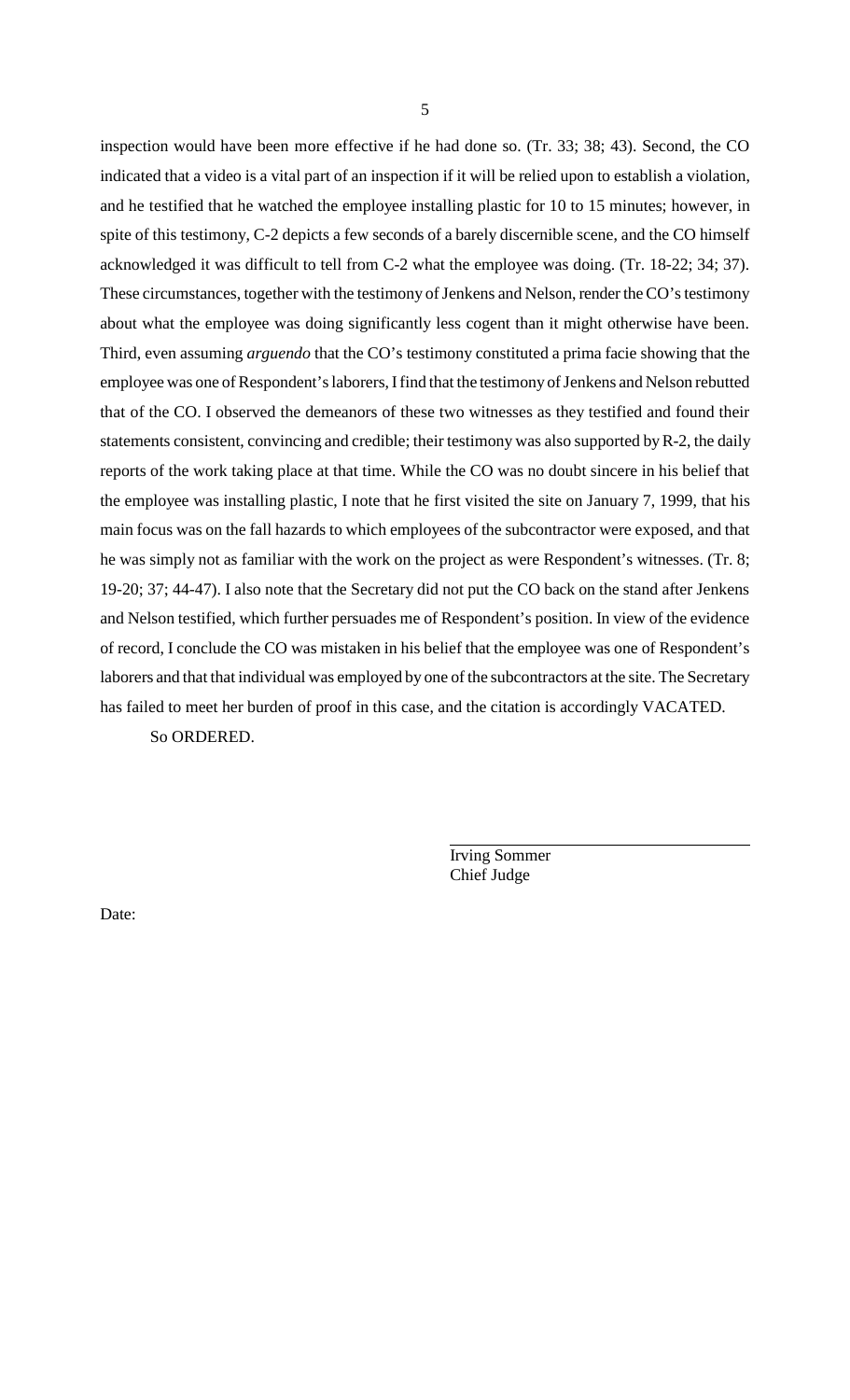inspection would have been more effective if he had done so. (Tr. 33; 38; 43). Second, the CO indicated that a video is a vital part of an inspection if it will be relied upon to establish a violation, and he testified that he watched the employee installing plastic for 10 to 15 minutes; however, in spite of this testimony, C-2 depicts a few seconds of a barely discernible scene, and the CO himself acknowledged it was difficult to tell from C-2 what the employee was doing. (Tr. 18-22; 34; 37). These circumstances, together with the testimony of Jenkens and Nelson, render the CO's testimony about what the employee was doing significantly less cogent than it might otherwise have been. Third, even assuming *arguendo* that the CO's testimony constituted a prima facie showing that the employee was one of Respondent's laborers, I find that the testimony of Jenkens and Nelson rebutted that of the CO. I observed the demeanors of these two witnesses as they testified and found their statements consistent, convincing and credible; their testimony was also supported by R-2, the daily reports of the work taking place at that time. While the CO was no doubt sincere in his belief that the employee was installing plastic, I note that he first visited the site on January 7, 1999, that his main focus was on the fall hazards to which employees of the subcontractor were exposed, and that he was simply not as familiar with the work on the project as were Respondent's witnesses. (Tr. 8; 19-20; 37; 44-47). I also note that the Secretary did not put the CO back on the stand after Jenkens and Nelson testified, which further persuades me of Respondent's position. In view of the evidence of record, I conclude the CO was mistaken in his belief that the employee was one of Respondent's laborers and that that individual was employed by one of the subcontractors at the site. The Secretary has failed to meet her burden of proof in this case, and the citation is accordingly VACATED.

So ORDERED.

Irving Sommer
Chief Judge

Date: